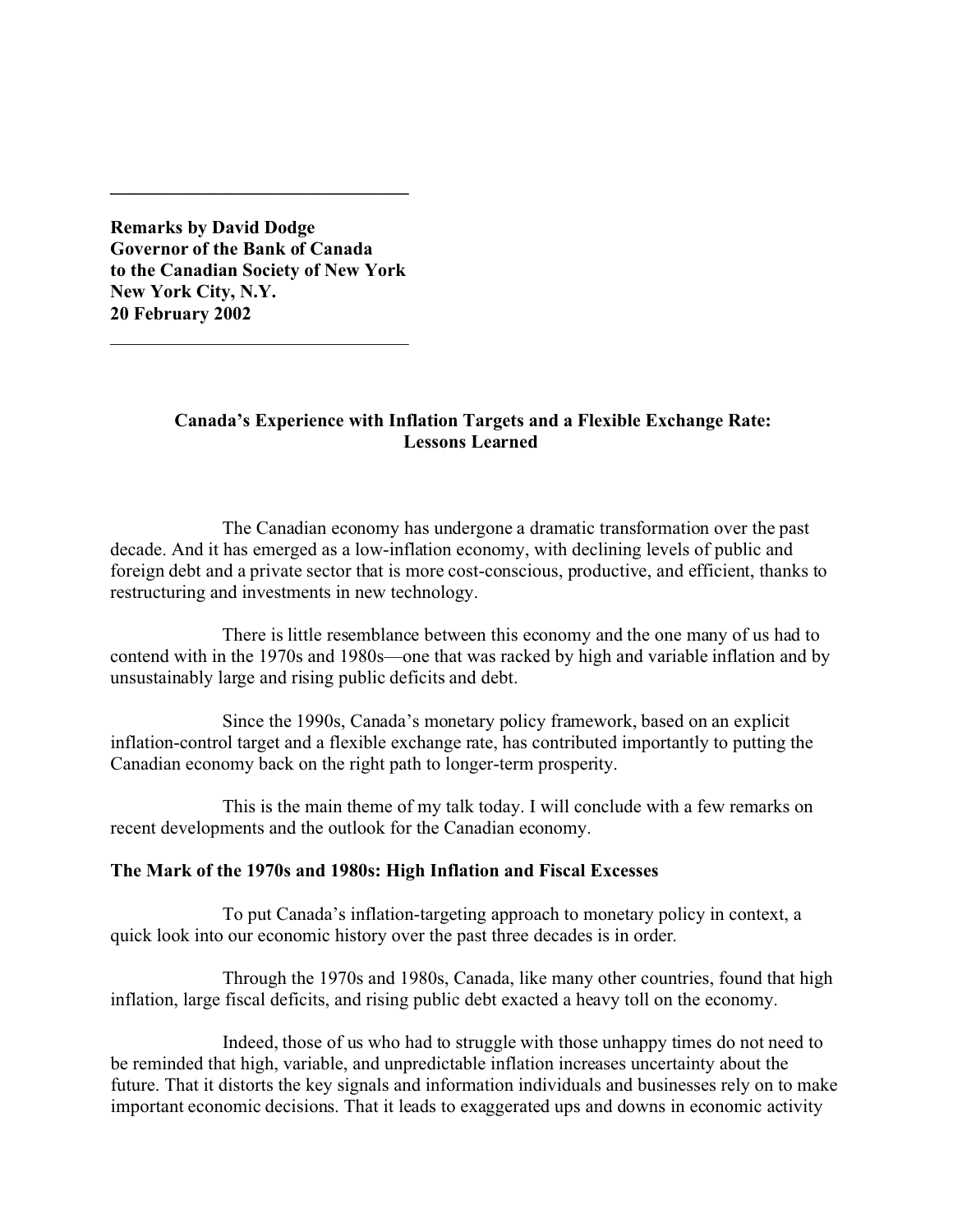---

**Remarks by David Dodge**
**Governor of the Bank of Canada**
**to the Canadian Society of New York**
**New York City, N.Y.**
**20 February 2002**

---

## Canada's Experience with Inflation Targets and a Flexible Exchange Rate: Lessons Learned

The Canadian economy has undergone a dramatic transformation over the past decade. And it has emerged as a low-inflation economy, with declining levels of public and foreign debt and a private sector that is more cost-conscious, productive, and efficient, thanks to restructuring and investments in new technology.

There is little resemblance between this economy and the one many of us had to contend with in the 1970s and 1980s—one that was racked by high and variable inflation and by unsustainably large and rising public deficits and debt.

Since the 1990s, Canada's monetary policy framework, based on an explicit inflation-control target and a flexible exchange rate, has contributed importantly to putting the Canadian economy back on the right path to longer-term prosperity.

This is the main theme of my talk today. I will conclude with a few remarks on recent developments and the outlook for the Canadian economy.

### The Mark of the 1970s and 1980s: High Inflation and Fiscal Excesses

To put Canada's inflation-targeting approach to monetary policy in context, a quick look into our economic history over the past three decades is in order.

Through the 1970s and 1980s, Canada, like many other countries, found that high inflation, large fiscal deficits, and rising public debt exacted a heavy toll on the economy.

Indeed, those of us who had to struggle with those unhappy times do not need to be reminded that high, variable, and unpredictable inflation increases uncertainty about the future. That it distorts the key signals and information individuals and businesses rely on to make important economic decisions. That it leads to exaggerated ups and downs in economic activity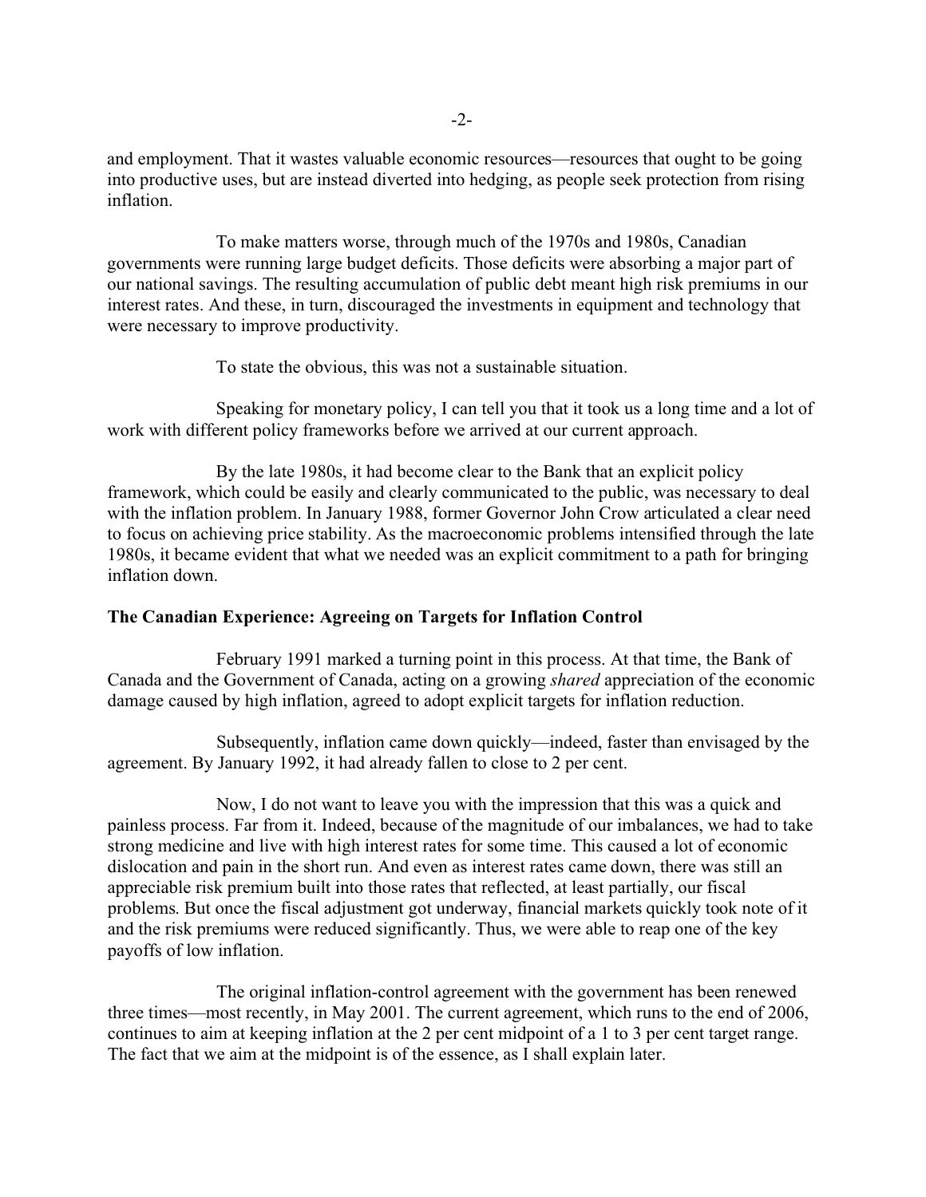and employment. That it wastes valuable economic resources—resources that ought to be going into productive uses, but are instead diverted into hedging, as people seek protection from rising inflation.

To make matters worse, through much of the 1970s and 1980s, Canadian governments were running large budget deficits. Those deficits were absorbing a major part of our national savings. The resulting accumulation of public debt meant high risk premiums in our interest rates. And these, in turn, discouraged the investments in equipment and technology that were necessary to improve productivity.

To state the obvious, this was not a sustainable situation.

Speaking for monetary policy, I can tell you that it took us a long time and a lot of work with different policy frameworks before we arrived at our current approach.

By the late 1980s, it had become clear to the Bank that an explicit policy framework, which could be easily and clearly communicated to the public, was necessary to deal with the inflation problem. In January 1988, former Governor John Crow articulated a clear need to focus on achieving price stability. As the macroeconomic problems intensified through the late 1980s, it became evident that what we needed was an explicit commitment to a path for bringing inflation down.

**The Canadian Experience: Agreeing on Targets for Inflation Control**

February 1991 marked a turning point in this process. At that time, the Bank of Canada and the Government of Canada, acting on a growing *shared* appreciation of the economic damage caused by high inflation, agreed to adopt explicit targets for inflation reduction.

Subsequently, inflation came down quickly—indeed, faster than envisaged by the agreement. By January 1992, it had already fallen to close to 2 per cent.

Now, I do not want to leave you with the impression that this was a quick and painless process. Far from it. Indeed, because of the magnitude of our imbalances, we had to take strong medicine and live with high interest rates for some time. This caused a lot of economic dislocation and pain in the short run. And even as interest rates came down, there was still an appreciable risk premium built into those rates that reflected, at least partially, our fiscal problems. But once the fiscal adjustment got underway, financial markets quickly took note of it and the risk premiums were reduced significantly. Thus, we were able to reap one of the key payoffs of low inflation.

The original inflation-control agreement with the government has been renewed three times—most recently, in May 2001. The current agreement, which runs to the end of 2006, continues to aim at keeping inflation at the 2 per cent midpoint of a 1 to 3 per cent target range. The fact that we aim at the midpoint is of the essence, as I shall explain later.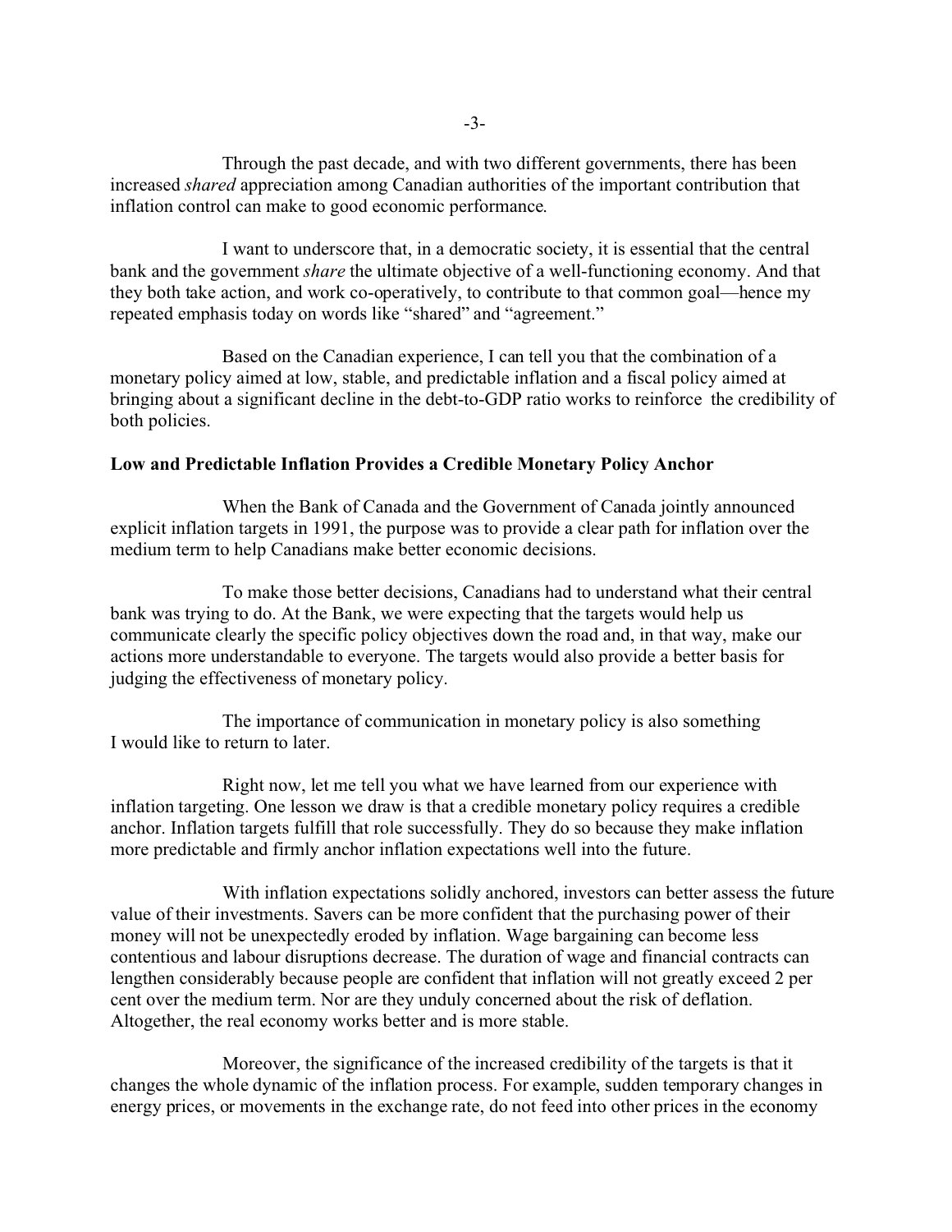Through the past decade, and with two different governments, there has been increased *shared* appreciation among Canadian authorities of the important contribution that inflation control can make to good economic performance.

I want to underscore that, in a democratic society, it is essential that the central bank and the government *share* the ultimate objective of a well-functioning economy. And that they both take action, and work co-operatively, to contribute to that common goal—hence my repeated emphasis today on words like "shared" and "agreement."

Based on the Canadian experience, I can tell you that the combination of a monetary policy aimed at low, stable, and predictable inflation and a fiscal policy aimed at bringing about a significant decline in the debt-to-GDP ratio works to reinforce the credibility of both policies.

**Low and Predictable Inflation Provides a Credible Monetary Policy Anchor**

When the Bank of Canada and the Government of Canada jointly announced explicit inflation targets in 1991, the purpose was to provide a clear path for inflation over the medium term to help Canadians make better economic decisions.

To make those better decisions, Canadians had to understand what their central bank was trying to do. At the Bank, we were expecting that the targets would help us communicate clearly the specific policy objectives down the road and, in that way, make our actions more understandable to everyone. The targets would also provide a better basis for judging the effectiveness of monetary policy.

The importance of communication in monetary policy is also something I would like to return to later.

Right now, let me tell you what we have learned from our experience with inflation targeting. One lesson we draw is that a credible monetary policy requires a credible anchor. Inflation targets fulfill that role successfully. They do so because they make inflation more predictable and firmly anchor inflation expectations well into the future.

With inflation expectations solidly anchored, investors can better assess the future value of their investments. Savers can be more confident that the purchasing power of their money will not be unexpectedly eroded by inflation. Wage bargaining can become less contentious and labour disruptions decrease. The duration of wage and financial contracts can lengthen considerably because people are confident that inflation will not greatly exceed 2 per cent over the medium term. Nor are they unduly concerned about the risk of deflation. Altogether, the real economy works better and is more stable.

Moreover, the significance of the increased credibility of the targets is that it changes the whole dynamic of the inflation process. For example, sudden temporary changes in energy prices, or movements in the exchange rate, do not feed into other prices in the economy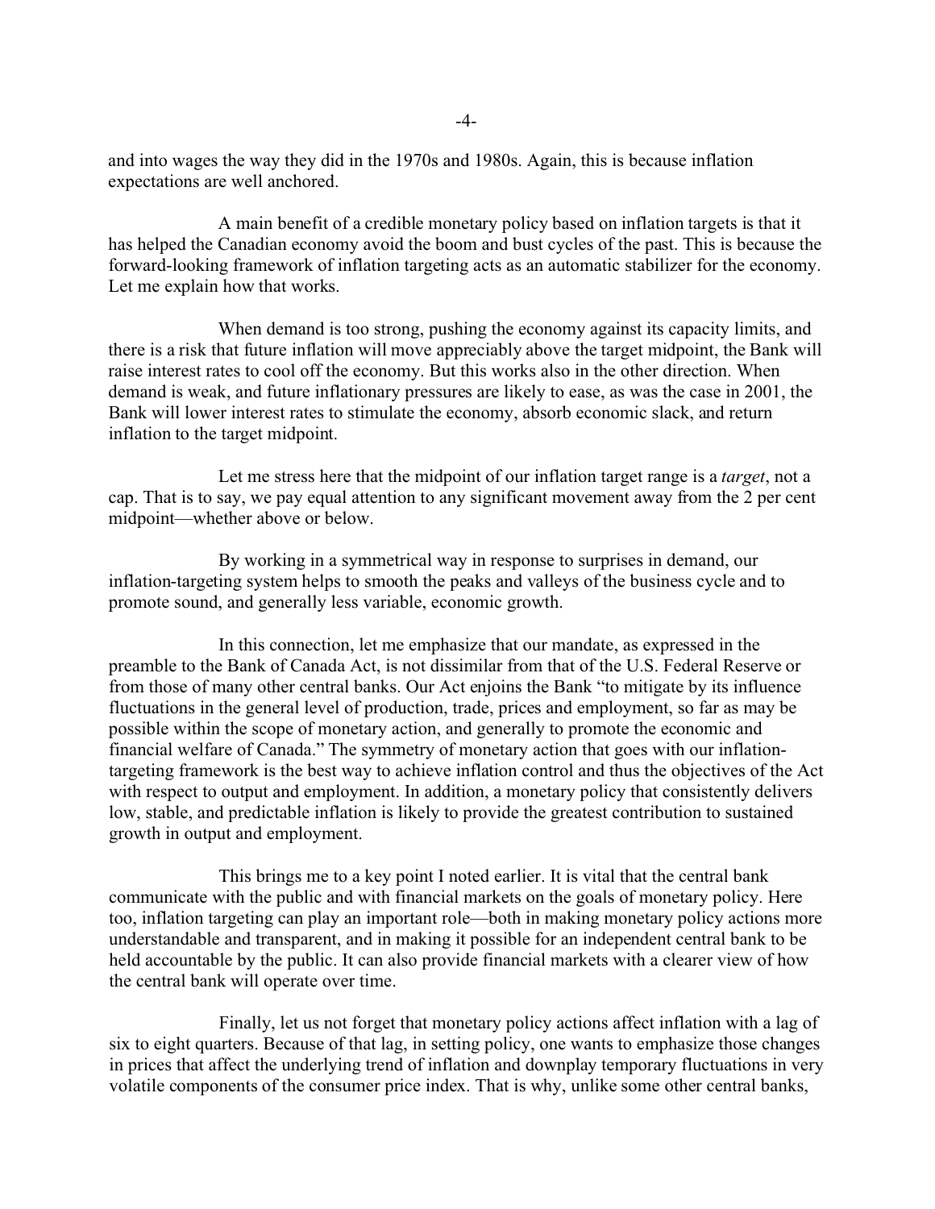and into wages the way they did in the 1970s and 1980s. Again, this is because inflation expectations are well anchored.

A main benefit of a credible monetary policy based on inflation targets is that it has helped the Canadian economy avoid the boom and bust cycles of the past. This is because the forward-looking framework of inflation targeting acts as an automatic stabilizer for the economy. Let me explain how that works.

When demand is too strong, pushing the economy against its capacity limits, and there is a risk that future inflation will move appreciably above the target midpoint, the Bank will raise interest rates to cool off the economy. But this works also in the other direction. When demand is weak, and future inflationary pressures are likely to ease, as was the case in 2001, the Bank will lower interest rates to stimulate the economy, absorb economic slack, and return inflation to the target midpoint.

Let me stress here that the midpoint of our inflation target range is a *target*, not a cap. That is to say, we pay equal attention to any significant movement away from the 2 per cent midpoint—whether above or below.

By working in a symmetrical way in response to surprises in demand, our inflation-targeting system helps to smooth the peaks and valleys of the business cycle and to promote sound, and generally less variable, economic growth.

In this connection, let me emphasize that our mandate, as expressed in the preamble to the Bank of Canada Act, is not dissimilar from that of the U.S. Federal Reserve or from those of many other central banks. Our Act enjoins the Bank "to mitigate by its influence fluctuations in the general level of production, trade, prices and employment, so far as may be possible within the scope of monetary action, and generally to promote the economic and financial welfare of Canada." The symmetry of monetary action that goes with our inflation-targeting framework is the best way to achieve inflation control and thus the objectives of the Act with respect to output and employment. In addition, a monetary policy that consistently delivers low, stable, and predictable inflation is likely to provide the greatest contribution to sustained growth in output and employment.

This brings me to a key point I noted earlier. It is vital that the central bank communicate with the public and with financial markets on the goals of monetary policy. Here too, inflation targeting can play an important role—both in making monetary policy actions more understandable and transparent, and in making it possible for an independent central bank to be held accountable by the public. It can also provide financial markets with a clearer view of how the central bank will operate over time.

Finally, let us not forget that monetary policy actions affect inflation with a lag of six to eight quarters. Because of that lag, in setting policy, one wants to emphasize those changes in prices that affect the underlying trend of inflation and downplay temporary fluctuations in very volatile components of the consumer price index. That is why, unlike some other central banks,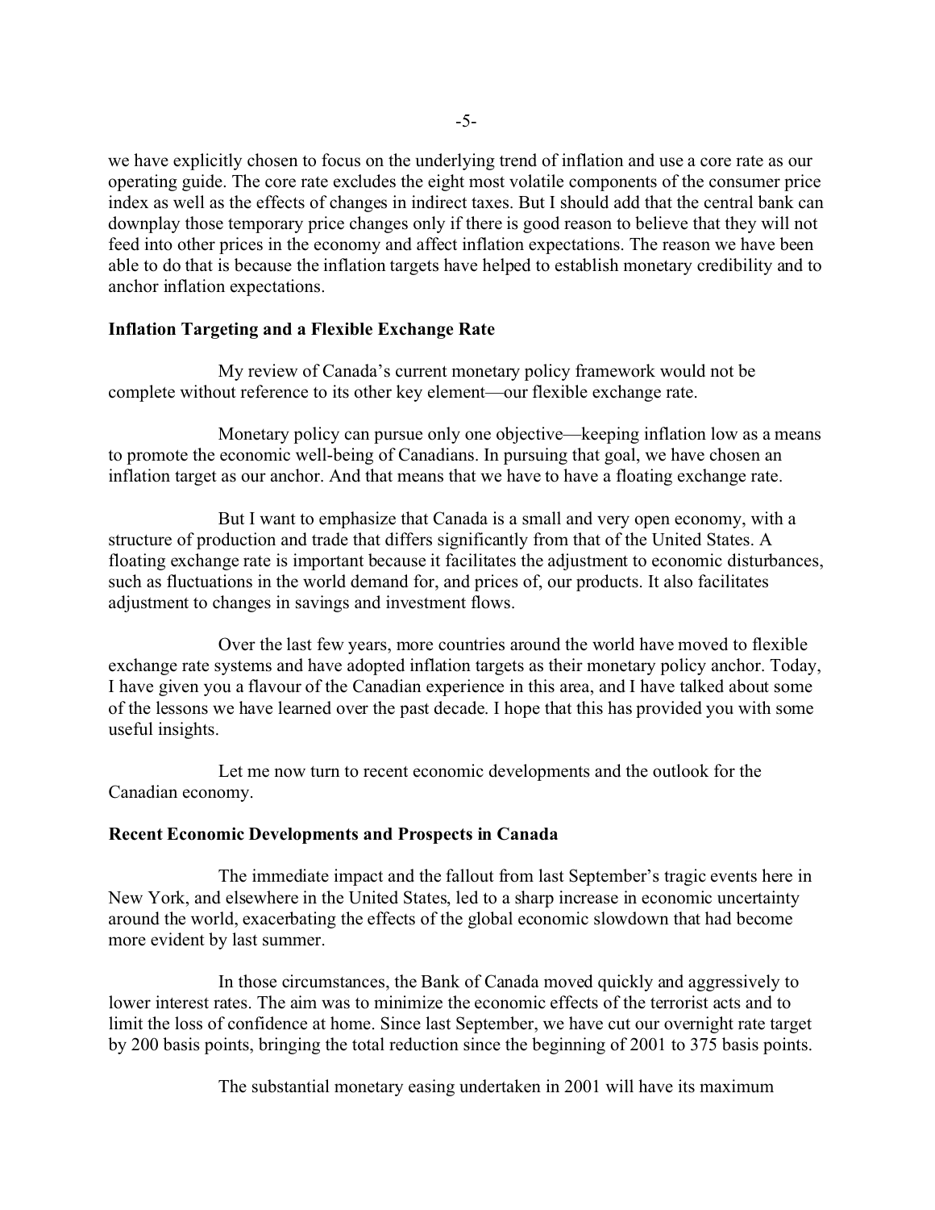we have explicitly chosen to focus on the underlying trend of inflation and use a core rate as our operating guide. The core rate excludes the eight most volatile components of the consumer price index as well as the effects of changes in indirect taxes. But I should add that the central bank can downplay those temporary price changes only if there is good reason to believe that they will not feed into other prices in the economy and affect inflation expectations. The reason we have been able to do that is because the inflation targets have helped to establish monetary credibility and to anchor inflation expectations.

**Inflation Targeting and a Flexible Exchange Rate**

My review of Canada's current monetary policy framework would not be complete without reference to its other key element—our flexible exchange rate.

Monetary policy can pursue only one objective—keeping inflation low as a means to promote the economic well-being of Canadians. In pursuing that goal, we have chosen an inflation target as our anchor. And that means that we have to have a floating exchange rate.

But I want to emphasize that Canada is a small and very open economy, with a structure of production and trade that differs significantly from that of the United States. A floating exchange rate is important because it facilitates the adjustment to economic disturbances, such as fluctuations in the world demand for, and prices of, our products. It also facilitates adjustment to changes in savings and investment flows.

Over the last few years, more countries around the world have moved to flexible exchange rate systems and have adopted inflation targets as their monetary policy anchor. Today, I have given you a flavour of the Canadian experience in this area, and I have talked about some of the lessons we have learned over the past decade. I hope that this has provided you with some useful insights.

Let me now turn to recent economic developments and the outlook for the Canadian economy.

**Recent Economic Developments and Prospects in Canada**

The immediate impact and the fallout from last September's tragic events here in New York, and elsewhere in the United States, led to a sharp increase in economic uncertainty around the world, exacerbating the effects of the global economic slowdown that had become more evident by last summer.

In those circumstances, the Bank of Canada moved quickly and aggressively to lower interest rates. The aim was to minimize the economic effects of the terrorist acts and to limit the loss of confidence at home. Since last September, we have cut our overnight rate target by 200 basis points, bringing the total reduction since the beginning of 2001 to 375 basis points.

The substantial monetary easing undertaken in 2001 will have its maximum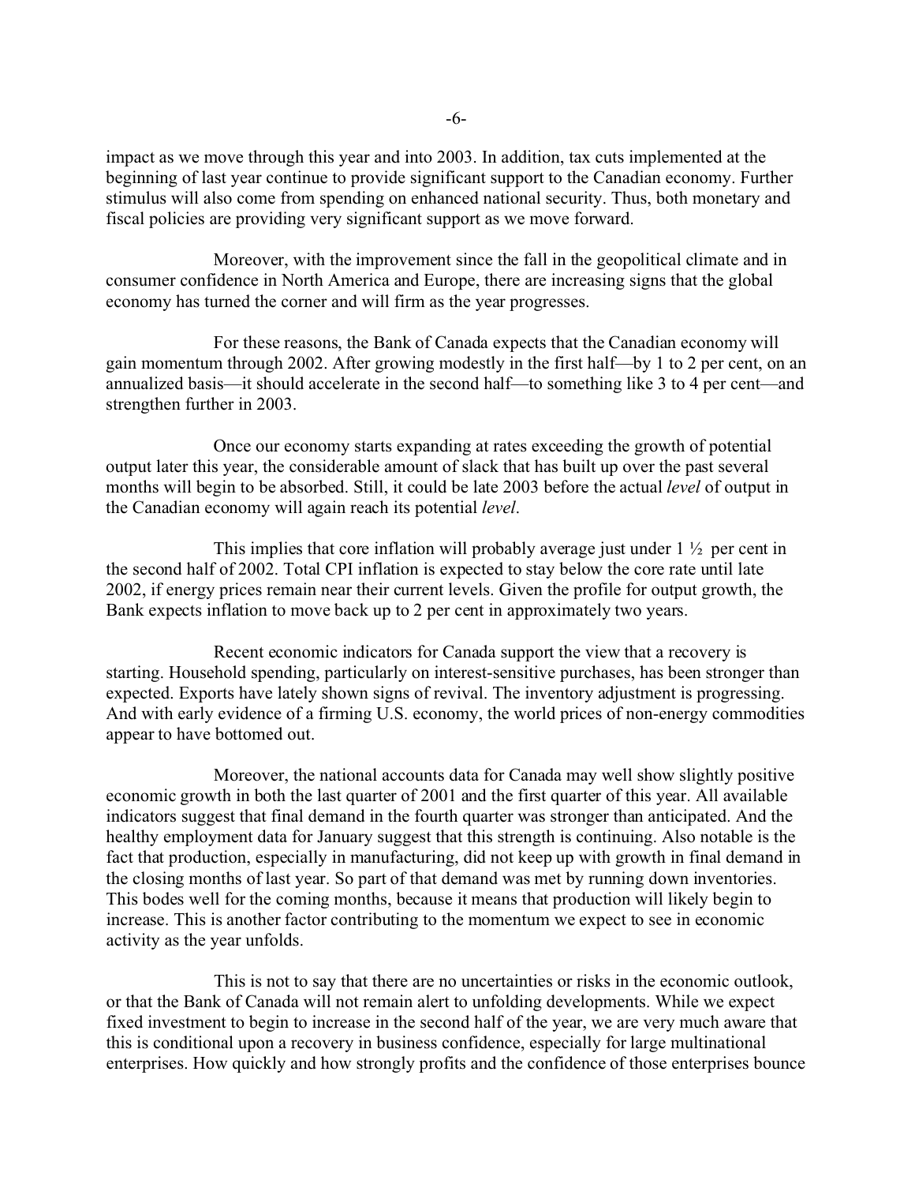impact as we move through this year and into 2003. In addition, tax cuts implemented at the beginning of last year continue to provide significant support to the Canadian economy. Further stimulus will also come from spending on enhanced national security. Thus, both monetary and fiscal policies are providing very significant support as we move forward.

Moreover, with the improvement since the fall in the geopolitical climate and in consumer confidence in North America and Europe, there are increasing signs that the global economy has turned the corner and will firm as the year progresses.

For these reasons, the Bank of Canada expects that the Canadian economy will gain momentum through 2002. After growing modestly in the first half—by 1 to 2 per cent, on an annualized basis—it should accelerate in the second half—to something like 3 to 4 per cent—and strengthen further in 2003.

Once our economy starts expanding at rates exceeding the growth of potential output later this year, the considerable amount of slack that has built up over the past several months will begin to be absorbed. Still, it could be late 2003 before the actual *level* of output in the Canadian economy will again reach its potential *level*.

This implies that core inflation will probably average just under 1 ½ per cent in the second half of 2002. Total CPI inflation is expected to stay below the core rate until late 2002, if energy prices remain near their current levels. Given the profile for output growth, the Bank expects inflation to move back up to 2 per cent in approximately two years.

Recent economic indicators for Canada support the view that a recovery is starting. Household spending, particularly on interest-sensitive purchases, has been stronger than expected. Exports have lately shown signs of revival. The inventory adjustment is progressing. And with early evidence of a firming U.S. economy, the world prices of non-energy commodities appear to have bottomed out.

Moreover, the national accounts data for Canada may well show slightly positive economic growth in both the last quarter of 2001 and the first quarter of this year. All available indicators suggest that final demand in the fourth quarter was stronger than anticipated. And the healthy employment data for January suggest that this strength is continuing. Also notable is the fact that production, especially in manufacturing, did not keep up with growth in final demand in the closing months of last year. So part of that demand was met by running down inventories. This bodes well for the coming months, because it means that production will likely begin to increase. This is another factor contributing to the momentum we expect to see in economic activity as the year unfolds.

This is not to say that there are no uncertainties or risks in the economic outlook, or that the Bank of Canada will not remain alert to unfolding developments. While we expect fixed investment to begin to increase in the second half of the year, we are very much aware that this is conditional upon a recovery in business confidence, especially for large multinational enterprises. How quickly and how strongly profits and the confidence of those enterprises bounce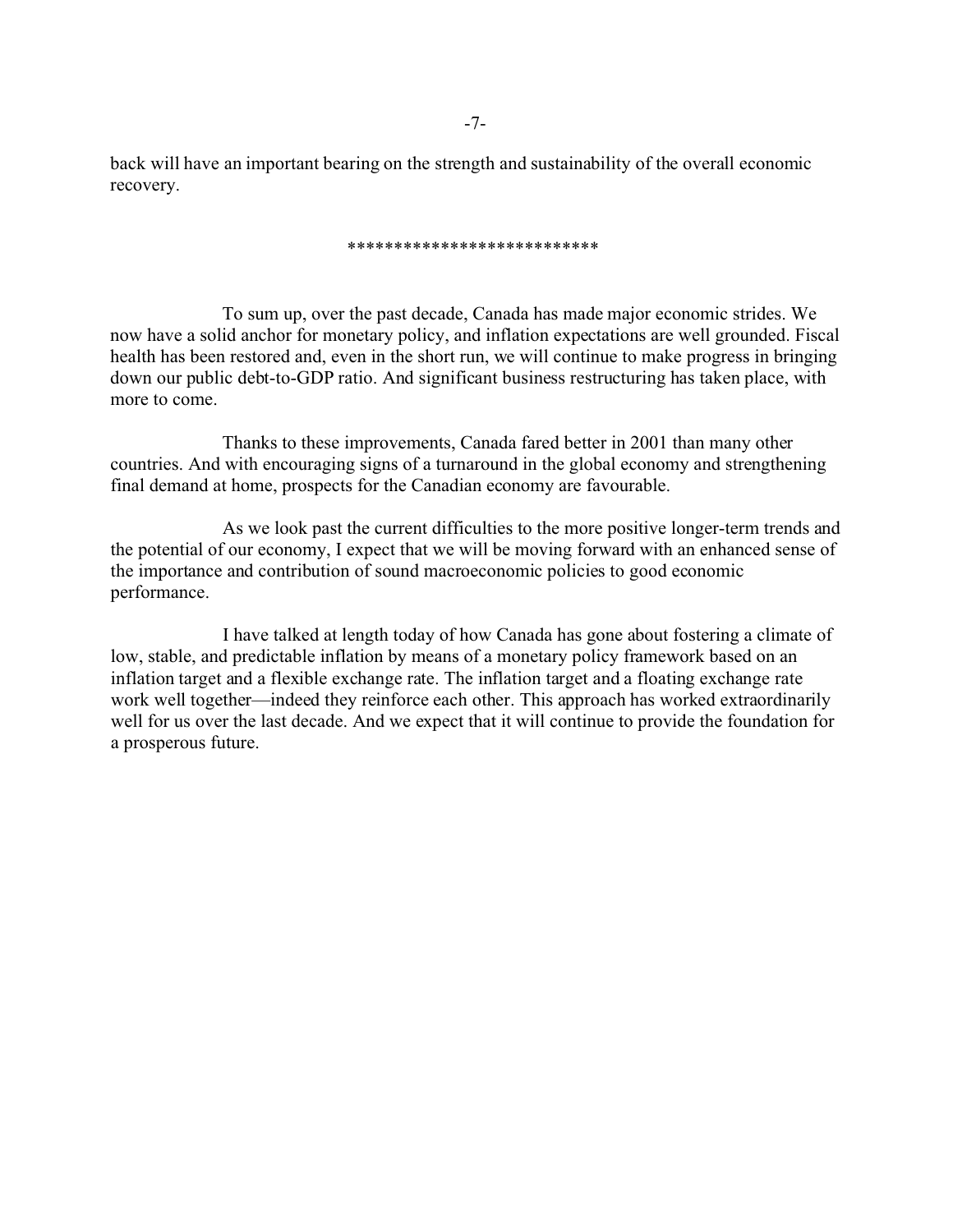back will have an important bearing on the strength and sustainability of the overall economic recovery.

***************************

To sum up, over the past decade, Canada has made major economic strides. We now have a solid anchor for monetary policy, and inflation expectations are well grounded. Fiscal health has been restored and, even in the short run, we will continue to make progress in bringing down our public debt-to-GDP ratio. And significant business restructuring has taken place, with more to come.

Thanks to these improvements, Canada fared better in 2001 than many other countries. And with encouraging signs of a turnaround in the global economy and strengthening final demand at home, prospects for the Canadian economy are favourable.

As we look past the current difficulties to the more positive longer-term trends and the potential of our economy, I expect that we will be moving forward with an enhanced sense of the importance and contribution of sound macroeconomic policies to good economic performance.

I have talked at length today of how Canada has gone about fostering a climate of low, stable, and predictable inflation by means of a monetary policy framework based on an inflation target and a flexible exchange rate. The inflation target and a floating exchange rate work well together—indeed they reinforce each other. This approach has worked extraordinarily well for us over the last decade. And we expect that it will continue to provide the foundation for a prosperous future.